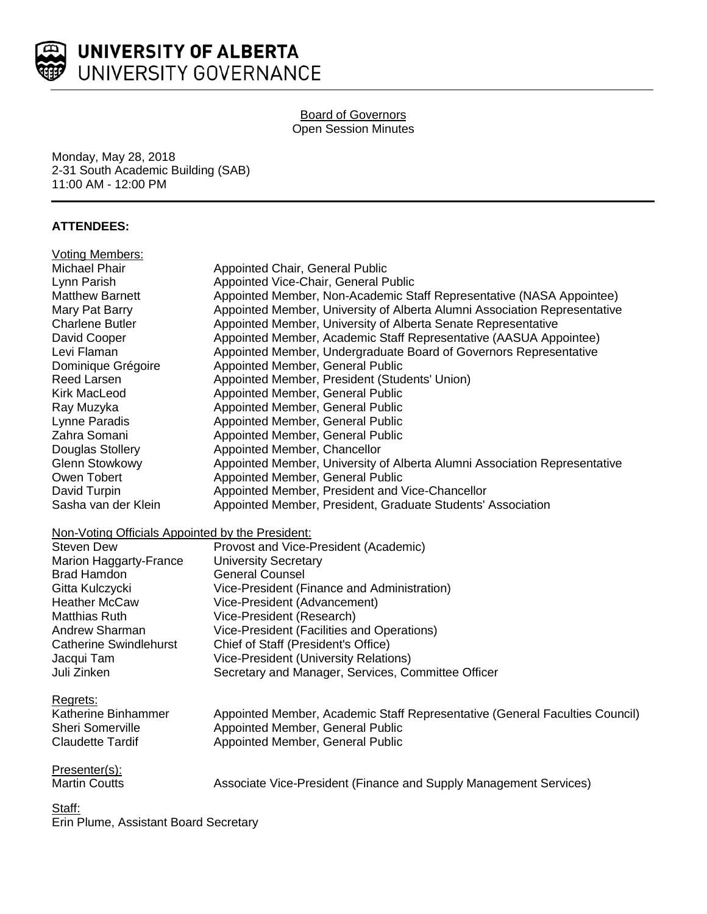UNIVERSITY OF ALBERTA
UNIVERSITY GOVERNANCE

# Board of Governors
Open Session Minutes

Monday, May 28, 2018
2-31 South Academic Building (SAB)
11:00 AM - 12:00 PM

## ATTENDEES:

Voting Members:

| | |
|---|---|
| Michael Phair | Appointed Chair, General Public |
| Lynn Parish | Appointed Vice-Chair, General Public |
| Matthew Barnett | Appointed Member, Non-Academic Staff Representative (NASA Appointee) |
| Mary Pat Barry | Appointed Member, University of Alberta Alumni Association Representative |
| Charlene Butler | Appointed Member, University of Alberta Senate Representative |
| David Cooper | Appointed Member, Academic Staff Representative (AASUA Appointee) |
| Levi Flaman | Appointed Member, Undergraduate Board of Governors Representative |
| Dominique Grégoire | Appointed Member, General Public |
| Reed Larsen | Appointed Member, President (Students' Union) |
| Kirk MacLeod | Appointed Member, General Public |
| Ray Muzyka | Appointed Member, General Public |
| Lynne Paradis | Appointed Member, General Public |
| Zahra Somani | Appointed Member, General Public |
| Douglas Stollery | Appointed Member, Chancellor |
| Glenn Stowkowy | Appointed Member, University of Alberta Alumni Association Representative |
| Owen Tobert | Appointed Member, General Public |
| David Turpin | Appointed Member, President and Vice-Chancellor |
| Sasha van der Klein | Appointed Member, President, Graduate Students' Association |

Non-Voting Officials Appointed by the President:

| | |
|---|---|
| Steven Dew | Provost and Vice-President (Academic) |
| Marion Haggarty-France | University Secretary |
| Brad Hamdon | General Counsel |
| Gitta Kulczycki | Vice-President (Finance and Administration) |
| Heather McCaw | Vice-President (Advancement) |
| Matthias Ruth | Vice-President (Research) |
| Andrew Sharman | Vice-President (Facilities and Operations) |
| Catherine Swindlehurst | Chief of Staff (President's Office) |
| Jacqui Tam | Vice-President (University Relations) |
| Juli Zinken | Secretary and Manager, Services, Committee Officer |

Regrets:

| | |
|---|---|
| Katherine Binhammer | Appointed Member, Academic Staff Representative (General Faculties Council) |
| Sheri Somerville | Appointed Member, General Public |
| Claudette Tardif | Appointed Member, General Public |

Presenter(s):

| | |
|---|---|
| Martin Coutts | Associate Vice-President (Finance and Supply Management Services) |

Staff:
Erin Plume, Assistant Board Secretary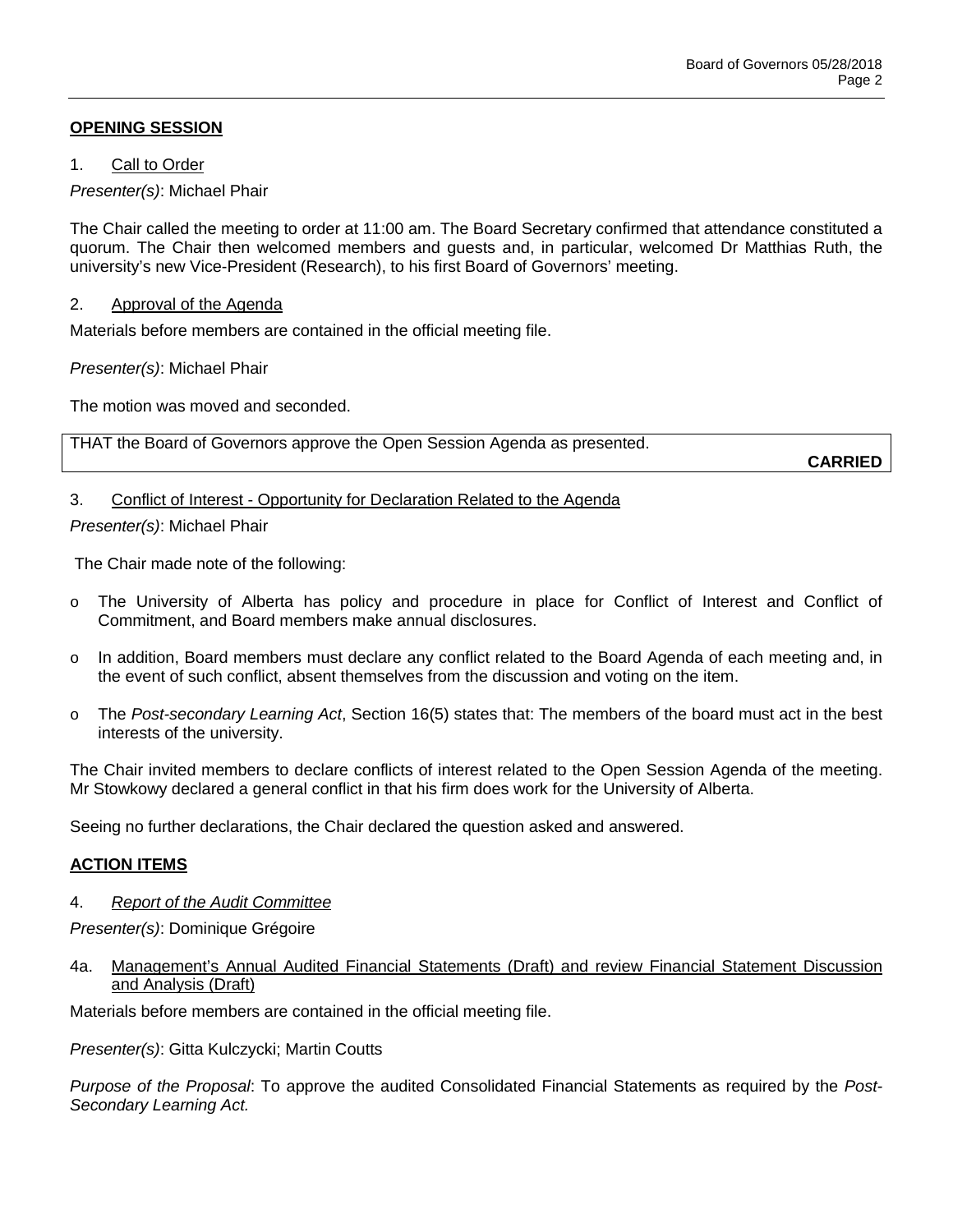## OPENING SESSION

1. Call to Order

*Presenter(s)*: Michael Phair

The Chair called the meeting to order at 11:00 am. The Board Secretary confirmed that attendance constituted a quorum. The Chair then welcomed members and guests and, in particular, welcomed Dr Matthias Ruth, the university's new Vice-President (Research), to his first Board of Governors' meeting.

2. Approval of the Agenda

Materials before members are contained in the official meeting file.

*Presenter(s)*: Michael Phair

The motion was moved and seconded.

> THAT the Board of Governors approve the Open Session Agenda as presented.
>
> **CARRIED**

3. Conflict of Interest - Opportunity for Declaration Related to the Agenda

*Presenter(s)*: Michael Phair

The Chair made note of the following:

- The University of Alberta has policy and procedure in place for Conflict of Interest and Conflict of Commitment, and Board members make annual disclosures.
- In addition, Board members must declare any conflict related to the Board Agenda of each meeting and, in the event of such conflict, absent themselves from the discussion and voting on the item.
- The *Post-secondary Learning Act*, Section 16(5) states that: The members of the board must act in the best interests of the university.

The Chair invited members to declare conflicts of interest related to the Open Session Agenda of the meeting. Mr Stowkowy declared a general conflict in that his firm does work for the University of Alberta.

Seeing no further declarations, the Chair declared the question asked and answered.

## ACTION ITEMS

4. *Report of the Audit Committee*

*Presenter(s)*: Dominique Grégoire

4a. Management's Annual Audited Financial Statements (Draft) and review Financial Statement Discussion and Analysis (Draft)

Materials before members are contained in the official meeting file.

*Presenter(s)*: Gitta Kulczycki; Martin Coutts

*Purpose of the Proposal*: To approve the audited Consolidated Financial Statements as required by the *Post-Secondary Learning Act.*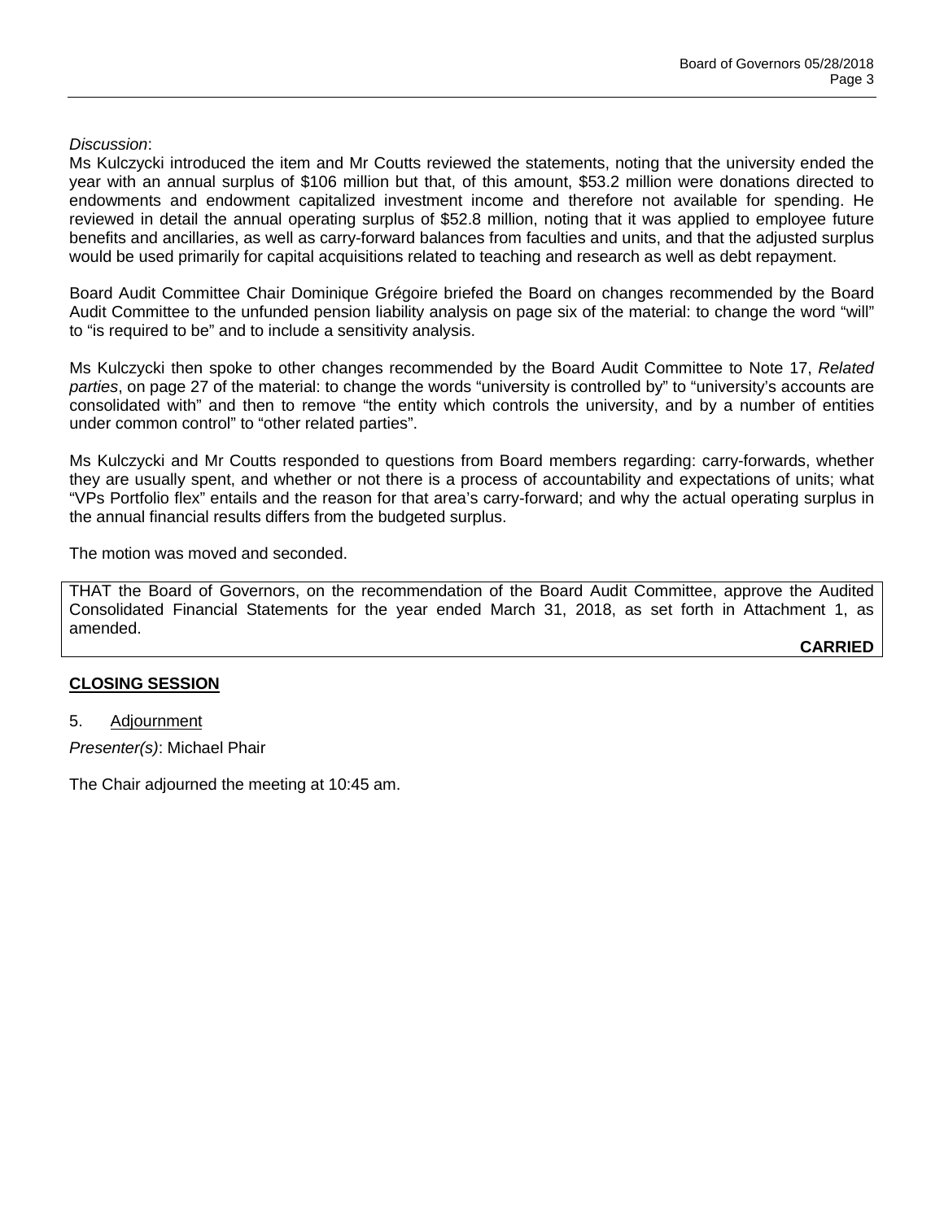*Discussion*:
Ms Kulczycki introduced the item and Mr Coutts reviewed the statements, noting that the university ended the year with an annual surplus of $106 million but that, of this amount, $53.2 million were donations directed to endowments and endowment capitalized investment income and therefore not available for spending. He reviewed in detail the annual operating surplus of $52.8 million, noting that it was applied to employee future benefits and ancillaries, as well as carry-forward balances from faculties and units, and that the adjusted surplus would be used primarily for capital acquisitions related to teaching and research as well as debt repayment.

Board Audit Committee Chair Dominique Grégoire briefed the Board on changes recommended by the Board Audit Committee to the unfunded pension liability analysis on page six of the material: to change the word “will” to “is required to be” and to include a sensitivity analysis.

Ms Kulczycki then spoke to other changes recommended by the Board Audit Committee to Note 17, *Related parties*, on page 27 of the material: to change the words “university is controlled by” to “university's accounts are consolidated with” and then to remove “the entity which controls the university, and by a number of entities under common control” to “other related parties”.

Ms Kulczycki and Mr Coutts responded to questions from Board members regarding: carry-forwards, whether they are usually spent, and whether or not there is a process of accountability and expectations of units; what “VPs Portfolio flex” entails and the reason for that area's carry-forward; and why the actual operating surplus in the annual financial results differs from the budgeted surplus.

The motion was moved and seconded.

THAT the Board of Governors, on the recommendation of the Board Audit Committee, approve the Audited Consolidated Financial Statements for the year ended March 31, 2018, as set forth in Attachment 1, as amended.

**CARRIED**

## CLOSING SESSION

5. Adjournment

*Presenter(s)*: Michael Phair

The Chair adjourned the meeting at 10:45 am.